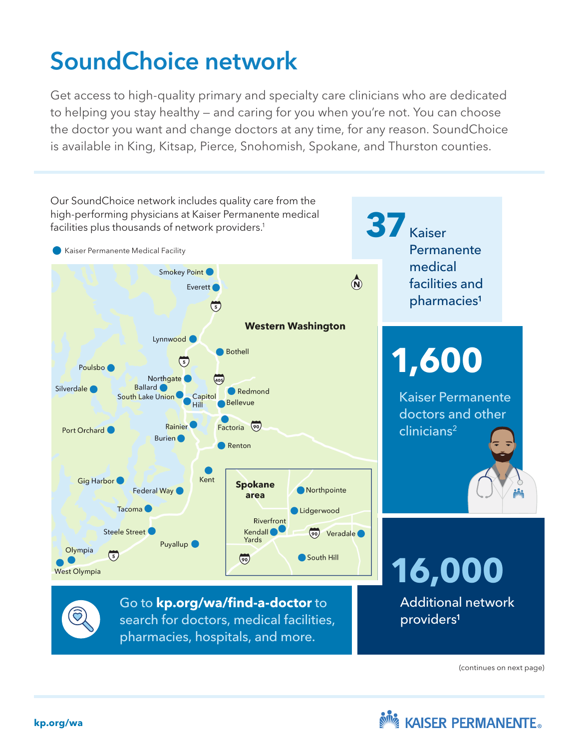# SoundChoice network

Get access to high-quality primary and specialty care clinicians who are dedicated to helping you stay healthy – and caring for you when you're not. You can choose the doctor you want and change doctors at any time, for any reason. SoundChoice is available in King, Kitsap, Pierce, Snohomish, Spokane, and Thurston counties.

Our SoundChoice network includes quality care from the high-performing physicians at Kaiser Permanente medical facilities plus thousands of network providers.[1]

Kaiser Permanente Medical Facility

**Western Washington**

- Smokey Point
- Everett
- Lynnwood
- Bothell
- Poulsbo
- Northgate
- Ballard
- Silverdale
- South Lake Union
- Capitol Hill
- Redmond
- Bellevue
- Port Orchard
- Rainier
- Factoria
- Burien
- Renton
- Kent
- Gig Harbor
- Federal Way
- Tacoma
- Steele Street
- Puyallup
- Olympia
- West Olympia

**Spokane area**

- Northpointe
- Lidgerwood
- Riverfront
- Kendall Yards
- Veradale
- South Hill

**37** Kaiser Permanente medical facilities and pharmacies[1]

**1,600** Kaiser Permanente doctors and other clinicians[2]

**16,000** Additional network providers[1]

Go to **kp.org/wa/find-a-doctor** to search for doctors, medical facilities, pharmacies, hospitals, and more.

(continues on next page)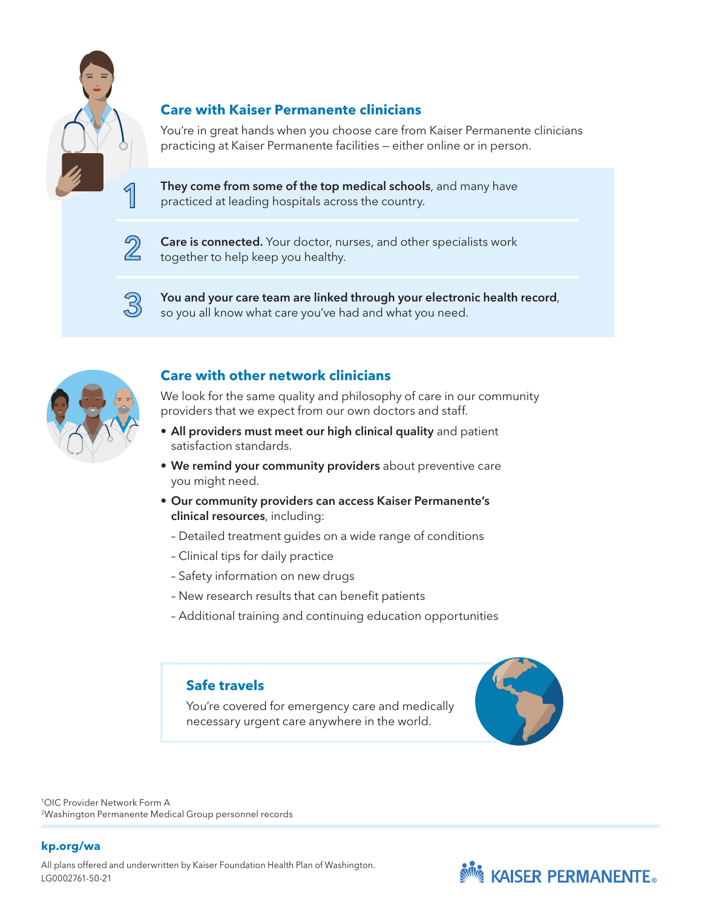## Care with Kaiser Permanente clinicians

You're in great hands when you choose care from Kaiser Permanente clinicians practicing at Kaiser Permanente facilities — either online or in person.

1. **They come from some of the top medical schools**, and many have practiced at leading hospitals across the country.
2. **Care is connected.** Your doctor, nurses, and other specialists work together to help keep you healthy.
3. **You and your care team are linked through your electronic health record**, so you all know what care you've had and what you need.

## Care with other network clinicians

We look for the same quality and philosophy of care in our community providers that we expect from our own doctors and staff.

- **All providers must meet our high clinical quality** and patient satisfaction standards.
- **We remind your community providers** about preventive care you might need.
- **Our community providers can access Kaiser Permanente's clinical resources**, including:
  - Detailed treatment guides on a wide range of conditions
  - Clinical tips for daily practice
  - Safety information on new drugs
  - New research results that can benefit patients
  - Additional training and continuing education opportunities

## Safe travels

You're covered for emergency care and medically necessary urgent care anywhere in the world.

[1]OIC Provider Network Form A
[2]Washington Permanente Medical Group personnel records

**kp.org/wa**

All plans offered and underwritten by Kaiser Foundation Health Plan of Washington.
LG0002761-50-21

KAISER PERMANENTE®